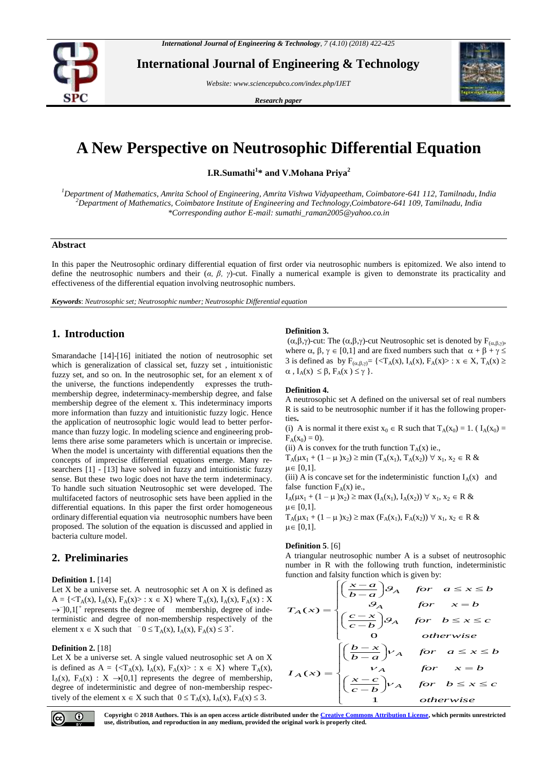# A New Perspective on Neutrosophic Differential Equation

**I.R.Sumathi[1]\* and V.Mohana Priya[2]**

*[1]Department of Mathematics, Amrita School of Engineering, Amrita Vishwa Vidyapeetham, Coimbatore-641 112, Tamilnadu, India*
*[2]Department of Mathematics, Coimbatore Institute of Engineering and Technology,Coimbatore-641 109, Tamilnadu, India*
*\*Corresponding author E-mail: sumathi_raman2005@yahoo.co.in*

## Abstract

In this paper the Neutrosophic ordinary differential equation of first order via neutrosophic numbers is epitomized. We also intend to define the neutrosophic numbers and their (*α, β, γ*)-cut. Finally a numerical example is given to demonstrate its practicality and effectiveness of the differential equation involving neutrosophic numbers.

***Keywords***: *Neutrosophic set; Neutrosophic number; Neutrosophic Differential equation*

## 1. Introduction

Smarandache [14]-[16] initiated the notion of neutrosophic set which is generalization of classical set, fuzzy set , intuitionistic fuzzy set, and so on. In the neutrosophic set, for an element x of the universe, the functions independently expresses the truth-membership degree, indeterminacy-membership degree, and false membership degree of the element x. This indeterminacy imports more information than fuzzy and intuitionistic fuzzy logic. Hence the application of neutrosophic logic would lead to better performance than fuzzy logic. In modeling science and engineering problems there arise some parameters which is uncertain or imprecise. When the model is uncertainty with differential equations then the concepts of imprecise differential equations emerge. Many researchers [1] - [13] have solved in fuzzy and intuitionistic fuzzy sense. But these two logic does not have the term indeterminacy. To handle such situation Neutrosophic set were developed. The multifaceted factors of neutrosophic sets have been applied in the differential equations. In this paper the first order homogeneous ordinary differential equation via neutrosophic numbers have been proposed. The solution of the equation is discussed and applied in bacteria culture model.

## 2. Preliminaries

**Definition 1.** [14]
Let X be a universe set. A neutrosophic set A on X is defined as $A = \{<T_A(x), I_A(x), F_A(x)> : x \in X\}$ where $T_A(x), I_A(x), F_A(x) : X \to {}^-]0,1[^+$ represents the degree of membership, degree of indeterministic and degree of non-membership respectively of the element $x \in X$ such that ${}^-0 \le T_A(x), I_A(x), F_A(x) \le 3^+$.

**Definition 2.** [18]
Let X be a universe set. A single valued neutrosophic set A on X is defined as $A = \{<T_A(x), I_A(x), F_A(x)> : x \in X\}$ where $T_A(x), I_A(x), F_A(x) : X \to [0,1]$ represents the degree of membership, degree of indeterministic and degree of non-membership respectively of the element $x \in X$ such that $0 \le T_A(x), I_A(x), F_A(x) \le 3$.

**Definition 3.**
(α,β,γ)-cut: The (α,β,γ)-cut Neutrosophic set is denoted by $F_{(\alpha,\beta,\gamma)}$, where $\alpha, \beta, \gamma \in [0,1]$ and are fixed numbers such that $\alpha + \beta + \gamma \le 3$ is defined as by $F_{(\alpha,\beta,\gamma)} = \{<T_A(x), I_A(x), F_A(x)> : x \in X, T_A(x) \ge \alpha , I_A(x) \le \beta, F_A(x) \le \gamma\}$.

**Definition 4.**
A neutrosophic set A defined on the universal set of real numbers R is said to be neutrosophic number if it has the following properties**.**

(i) A is normal it there exist $x_0 \in R$ such that $T_A(x_0) = 1$. ( $I_A(x_0) = F_A(x_0) = 0$).

(ii) A is convex for the truth function $T_A(x)$ ie.,
$T_A(\mu x_1 + (1-\mu)x_2) \ge \min(T_A(x_1), T_A(x_2))\ \forall\ x_1, x_2 \in R\ \&\ \mu \in [0,1]$.

(iii) A is concave set for the indeterministic function $I_A(x)$ and false function $F_A(x)$ ie.,
$I_A(\mu x_1 + (1-\mu)x_2) \ge \max(I_A(x_1), I_A(x_2))\ \forall\ x_1, x_2 \in R\ \&\ \mu \in [0,1]$.
$T_A(\mu x_1 + (1-\mu)x_2) \ge \max(F_A(x_1), F_A(x_2))\ \forall\ x_1, x_2 \in R\ \&\ \mu \in [0,1]$.

**Definition 5**. [6]
A triangular neutrosophic number A is a subset of neutrosophic number in R with the following truth function, indeterministic function and falsity function which is given by:

$$T_A(x) = \begin{cases} \left(\dfrac{x-a}{b-a}\right)\vartheta_A & for \quad a \le x \le b \\ \vartheta_A & for \quad x = b \\ \left(\dfrac{c-x}{c-b}\right)\vartheta_A & for \quad b \le x \le c \\ 0 & otherwise \end{cases}$$

$$I_A(x) = \begin{cases} \left(\dfrac{b-x}{b-a}\right)\nu_A & for \quad a \le x \le b \\ \nu_A & for \quad x = b \\ \left(\dfrac{x-c}{c-b}\right)\nu_A & for \quad b \le x \le c \\ 1 & otherwise \end{cases}$$

**Copyright © 2018 Authors. This is an open access article distributed under the Creative Commons Attribution License, which permits unrestricted use, distribution, and reproduction in any medium, provided the original work is properly cited.**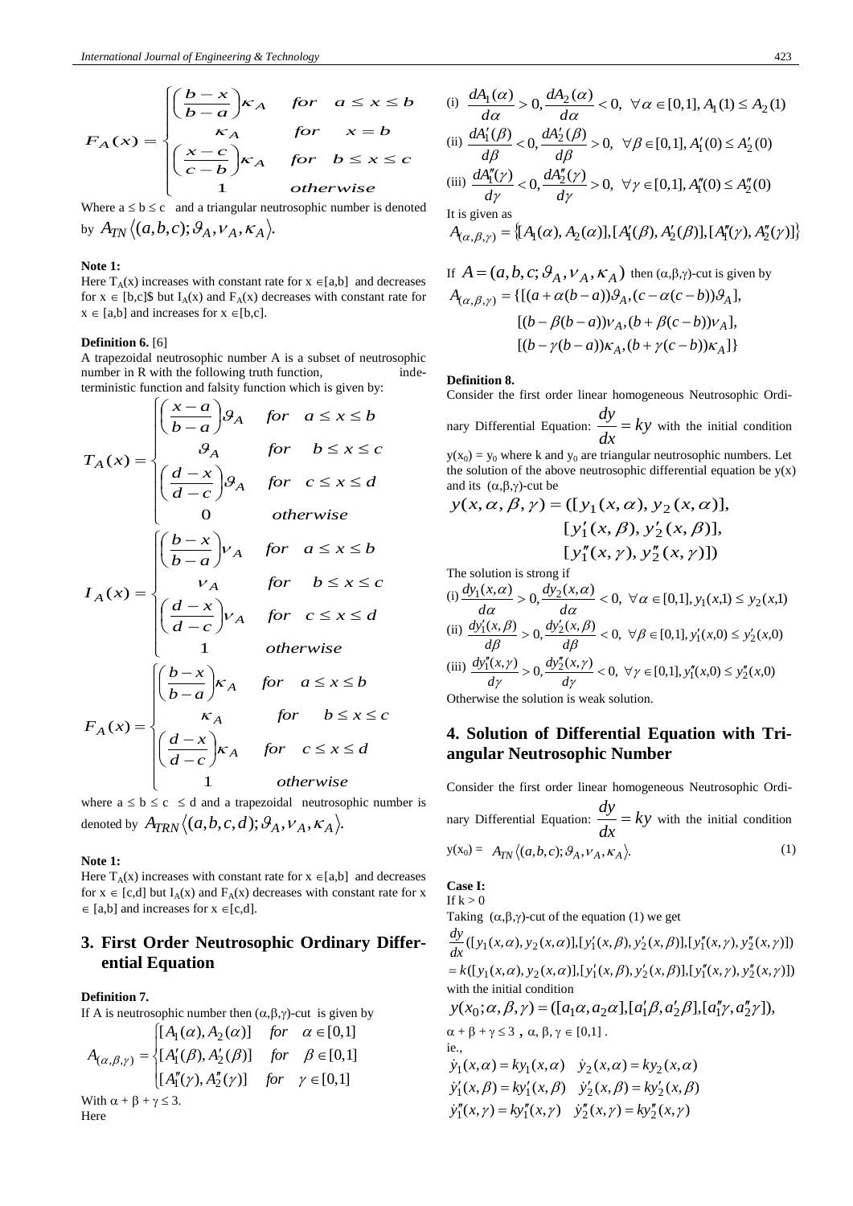$$F_A(x) = \begin{cases} \left(\dfrac{b-x}{b-a}\right)\kappa_A & for \quad a \le x \le b \\ \kappa_A & for \quad x = b \\ \left(\dfrac{x-c}{c-b}\right)\kappa_A & for \quad b \le x \le c \\ 1 & otherwise \end{cases}$$

Where $a \le b \le c$ and a triangular neutrosophic number is denoted by $A_{TN}\langle(a,b,c);\vartheta_A,\nu_A,\kappa_A\rangle$.

**Note 1:**

Here $T_A(x)$ increases with constant rate for $x \in [a,b]$ and decreases for $x \in [b,c]$$ but $I_A(x)$ and $F_A(x)$ decreases with constant rate for $x \in [a,b]$ and increases for $x \in [b,c]$.

**Definition 6.** [6]

A trapezoidal neutrosophic number A is a subset of neutrosophic number in R with the following truth function, indeterministic function and falsity function which is given by:

$$T_A(x) = \begin{cases} \left(\dfrac{x-a}{b-a}\right)\vartheta_A & for \quad a \le x \le b \\ \vartheta_A & for \quad b \le x \le c \\ \left(\dfrac{d-x}{d-c}\right)\vartheta_A & for \quad c \le x \le d \\ 0 & otherwise \end{cases}$$

$$I_A(x) = \begin{cases} \left(\dfrac{b-x}{b-a}\right)\nu_A & for \quad a \le x \le b \\ \nu_A & for \quad b \le x \le c \\ \left(\dfrac{d-x}{d-c}\right)\nu_A & for \quad c \le x \le d \\ 1 & otherwise \end{cases}$$

$$F_A(x) = \begin{cases} \left(\dfrac{b-x}{b-a}\right)\kappa_A & for \quad a \le x \le b \\ \kappa_A & for \quad b \le x \le c \\ \left(\dfrac{d-x}{d-c}\right)\kappa_A & for \quad c \le x \le d \\ 1 & otherwise \end{cases}$$

where $a \le b \le c \le d$ and a trapezoidal neutrosophic number is denoted by $A_{TRN}\langle(a,b,c,d);\vartheta_A,\nu_A,\kappa_A\rangle$.

**Note 1:**

Here $T_A(x)$ increases with constant rate for $x \in [a,b]$ and decreases for $x \in [c,d]$ but $I_A(x)$ and $F_A(x)$ decreases with constant rate for $x \in [a,b]$ and increases for $x \in [c,d]$.

## 3. First Order Neutrosophic Ordinary Differential Equation

**Definition 7.**

If A is neutrosophic number then $(\alpha,\beta,\gamma)$-cut is given by

$$A_{(\alpha,\beta,\gamma)} = \begin{cases} [A_1(\alpha), A_2(\alpha)] & for \quad \alpha \in [0,1] \\ [A_1'(\beta), A_2'(\beta)] & for \quad \beta \in [0,1] \\ [A_1''(\gamma), A_2''(\gamma)] & for \quad \gamma \in [0,1] \end{cases}$$

With $\alpha + \beta + \gamma \le 3$.

Here

(i) $\dfrac{dA_1(\alpha)}{d\alpha} > 0, \dfrac{dA_2(\alpha)}{d\alpha} < 0, \ \forall \alpha \in [0,1], A_1(1) \le A_2(1)$

(ii) $\dfrac{dA_1'(\beta)}{d\beta} < 0, \dfrac{dA_2'(\beta)}{d\beta} > 0, \ \forall \beta \in [0,1], A_1'(0) \le A_2'(0)$

(iii) $\dfrac{dA_1''(\gamma)}{d\gamma} < 0, \dfrac{dA_2''(\gamma)}{d\gamma} > 0, \ \forall \gamma \in [0,1], A_1''(0) \le A_2''(0)$

It is given as

$$A_{(\alpha,\beta,\gamma)} = \{[A_1(\alpha), A_2(\alpha)], [A_1'(\beta), A_2'(\beta)], [A_1''(\gamma), A_2''(\gamma)]\}$$

If $A = (a,b,c;\vartheta_A,\nu_A,\kappa_A)$ then $(\alpha,\beta,\gamma)$-cut is given by

$$A_{(\alpha,\beta,\gamma)} = \{[(a+\alpha(b-a))\vartheta_A, (c-\alpha(c-b))\vartheta_A],$$
$$[(b-\beta(b-a))\nu_A, (b+\beta(c-b))\nu_A],$$
$$[(b-\gamma(b-a))\kappa_A, (b+\gamma(c-b))\kappa_A]\}$$

**Definition 8.**

Consider the first order linear homogeneous Neutrosophic Ordinary Differential Equation: $\dfrac{dy}{dx} = ky$ with the initial condition $y(x_0) = y_0$ where k and $y_0$ are triangular neutrosophic numbers. Let the solution of the above neutrosophic differential equation be $y(x)$ and its $(\alpha,\beta,\gamma)$-cut be

$$y(x,\alpha,\beta,\gamma) = ([y_1(x,\alpha), y_2(x,\alpha)],$$
$$[y_1'(x,\beta), y_2'(x,\beta)],$$
$$[y_1''(x,\gamma), y_2''(x,\gamma)])$$

The solution is strong if

(i) $\dfrac{dy_1(x,\alpha)}{d\alpha} > 0, \dfrac{dy_2(x,\alpha)}{d\alpha} < 0, \ \forall \alpha \in [0,1], y_1(x,1) \le y_2(x,1)$

(ii) $\dfrac{dy_1'(x,\beta)}{d\beta} > 0, \dfrac{dy_2'(x,\beta)}{d\beta} < 0, \ \forall \beta \in [0,1], y_1'(x,0) \le y_2'(x,0)$

(iii) $\dfrac{dy_1''(x,\gamma)}{d\gamma} > 0, \dfrac{dy_2''(x,\gamma)}{d\gamma} < 0, \ \forall \gamma \in [0,1], y_1''(x,0) \le y_2''(x,0)$

Otherwise the solution is weak solution.

## 4. Solution of Differential Equation with Triangular Neutrosophic Number

Consider the first order linear homogeneous Neutrosophic Ordinary Differential Equation: $\dfrac{dy}{dx} = ky$ with the initial condition $y(x_0) = A_{TN}\langle(a,b,c);\vartheta_A,\nu_A,\kappa_A\rangle$. (1)

**Case I:**

If $k > 0$

Taking $(\alpha,\beta,\gamma)$-cut of the equation (1) we get

$$\frac{dy}{dx}([y_1(x,\alpha), y_2(x,\alpha)],[y_1'(x,\beta), y_2'(x,\beta)],[y_1''(x,\gamma), y_2''(x,\gamma)])$$
$$= k([y_1(x,\alpha), y_2(x,\alpha)],[y_1'(x,\beta), y_2'(x,\beta)],[y_1''(x,\gamma), y_2''(x,\gamma)])$$

with the initial condition

$$y(x_0;\alpha,\beta,\gamma) = ([a_1\alpha, a_2\alpha],[a_1'\beta, a_2'\beta],[a_1''\gamma, a_2''\gamma]),$$

$\alpha + \beta + \gamma \le 3$, $\alpha, \beta, \gamma \in [0,1]$.

ie.,

$$\dot{y}_1(x,\alpha) = ky_1(x,\alpha) \quad \dot{y}_2(x,\alpha) = ky_2(x,\alpha)$$
$$\dot{y}_1'(x,\beta) = ky_1'(x,\beta) \quad \dot{y}_2'(x,\beta) = ky_2'(x,\beta)$$
$$\dot{y}_1''(x,\gamma) = ky_1''(x,\gamma) \quad \dot{y}_2''(x,\gamma) = ky_2''(x,\gamma)$$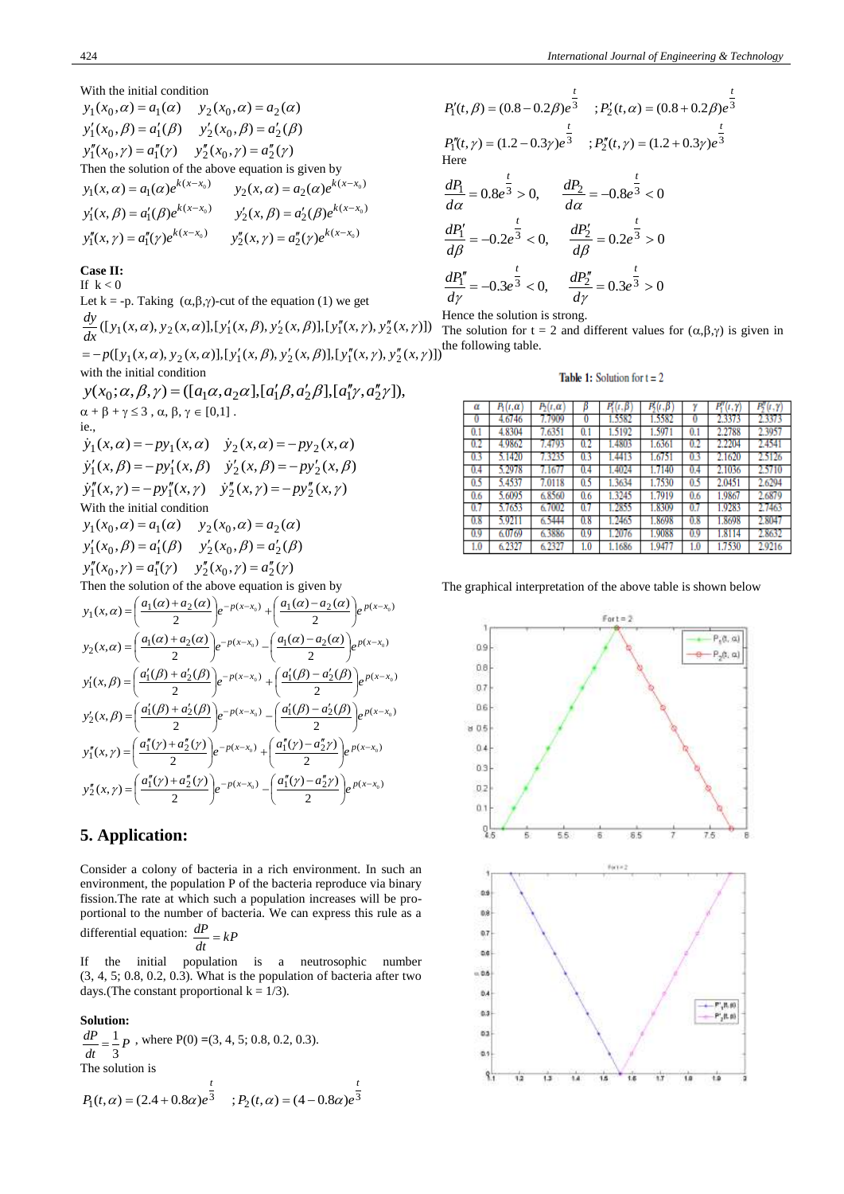With the initial condition

$$y_1(x_0,\alpha)=a_1(\alpha) \quad y_2(x_0,\alpha)=a_2(\alpha)$$
$$y_1'(x_0,\beta)=a_1'(\beta) \quad y_2'(x_0,\beta)=a_2'(\beta)$$
$$y_1''(x_0,\gamma)=a_1''(\gamma) \quad y_2''(x_0,\gamma)=a_2''(\gamma)$$

Then the solution of the above equation is given by

$$y_1(x,\alpha)=a_1(\alpha)e^{k(x-x_0)} \quad y_2(x,\alpha)=a_2(\alpha)e^{k(x-x_0)}$$
$$y_1'(x,\beta)=a_1'(\beta)e^{k(x-x_0)} \quad y_2'(x,\beta)=a_2'(\beta)e^{k(x-x_0)}$$
$$y_1''(x,\gamma)=a_1''(\gamma)e^{k(x-x_0)} \quad y_2''(x,\gamma)=a_2''(\gamma)e^{k(x-x_0)}$$

**Case II:**

If $k<0$

Let $k=-p$. Taking $(\alpha,\beta,\gamma)$-cut of the equation (1) we get

$$\frac{dy}{dx}([y_1(x,\alpha),y_2(x,\alpha)],[y_1'(x,\beta),y_2'(x,\beta)],[y_1''(x,\gamma),y_2''(x,\gamma)])$$
$$=-p([y_1(x,\alpha),y_2(x,\alpha)],[y_1'(x,\beta),y_2'(x,\beta)],[y_1''(x,\gamma),y_2''(x,\gamma)])$$

with the initial condition

$$y(x_0;\alpha,\beta,\gamma)=([a_1\alpha,a_2\alpha],[a_1'\beta,a_2'\beta],[a_1''\gamma,a_2''\gamma]),$$

$\alpha+\beta+\gamma\le 3$, $\alpha,\beta,\gamma\in[0,1]$.

ie.,

$$\dot{y}_1(x,\alpha)=-py_1(x,\alpha) \quad \dot{y}_2(x,\alpha)=-py_2(x,\alpha)$$
$$\dot{y}_1'(x,\beta)=-py_1'(x,\beta) \quad \dot{y}_2'(x,\beta)=-py_2'(x,\beta)$$
$$\dot{y}_1''(x,\gamma)=-py_1''(x,\gamma) \quad \dot{y}_2''(x,\gamma)=-py_2''(x,\gamma)$$

With the initial condition

$$y_1(x_0,\alpha)=a_1(\alpha) \quad y_2(x_0,\alpha)=a_2(\alpha)$$
$$y_1'(x_0,\beta)=a_1'(\beta) \quad y_2'(x_0,\beta)=a_2'(\beta)$$
$$y_1''(x_0,\gamma)=a_1''(\gamma) \quad y_2''(x_0,\gamma)=a_2''(\gamma)$$

Then the solution of the above equation is given by

$$y_1(x,\alpha)=\left(\frac{a_1(\alpha)+a_2(\alpha)}{2}\right)e^{-p(x-x_0)}+\left(\frac{a_1(\alpha)-a_2(\alpha)}{2}\right)e^{p(x-x_0)}$$
$$y_2(x,\alpha)=\left(\frac{a_1(\alpha)+a_2(\alpha)}{2}\right)e^{-p(x-x_0)}-\left(\frac{a_1(\alpha)-a_2(\alpha)}{2}\right)e^{p(x-x_0)}$$
$$y_1'(x,\beta)=\left(\frac{a_1'(\beta)+a_2'(\beta)}{2}\right)e^{-p(x-x_0)}+\left(\frac{a_1'(\beta)-a_2'(\beta)}{2}\right)e^{p(x-x_0)}$$
$$y_2'(x,\beta)=\left(\frac{a_1'(\beta)+a_2'(\beta)}{2}\right)e^{-p(x-x_0)}-\left(\frac{a_1'(\beta)-a_2'(\beta)}{2}\right)e^{p(x-x_0)}$$
$$y_1''(x,\gamma)=\left(\frac{a_1''(\gamma)+a_2''(\gamma)}{2}\right)e^{-p(x-x_0)}+\left(\frac{a_1''(\gamma)-a_2''\gamma)}{2}\right)e^{p(x-x_0)}$$
$$y_2''(x,\gamma)=\left(\frac{a_1''(\gamma)+a_2''(\gamma)}{2}\right)e^{-p(x-x_0)}-\left(\frac{a_1''(\gamma)-a_2''\gamma)}{2}\right)e^{p(x-x_0)}$$

## 5. Application:

Consider a colony of bacteria in a rich environment. In such an environment, the population P of the bacteria reproduce via binary fission.The rate at which such a population increases will be proportional to the number of bacteria. We can express this rule as a differential equation: $\frac{dP}{dt}=kP$

If the initial population is a neutrosophic number (3, 4, 5; 0.8, 0.2, 0.3). What is the population of bacteria after two days.(The constant proportional k = 1/3).

**Solution:**

$\frac{dP}{dt}=\frac{1}{3}P$ , where P(0) =(3, 4, 5; 0.8, 0.2, 0.3).

The solution is

$$P_1(t,\alpha)=(2.4+0.8\alpha)e^{\frac{t}{3}} \quad ;P_2(t,\alpha)=(4-0.8\alpha)e^{\frac{t}{3}}$$
$$P_1'(t,\beta)=(0.8-0.2\beta)e^{\frac{t}{3}} \quad ;P_2'(t,\alpha)=(0.8+0.2\beta)e^{\frac{t}{3}}$$
$$P_1''(t,\gamma)=(1.2-0.3\gamma)e^{\frac{t}{3}} \quad ;P_2''(t,\gamma)=(1.2+0.3\gamma)e^{\frac{t}{3}}$$

Here

$$\frac{dP_1}{d\alpha}=0.8e^{\frac{t}{3}}>0, \quad \frac{dP_2}{d\alpha}=-0.8e^{\frac{t}{3}}<0$$
$$\frac{dP_1'}{d\beta}=-0.2e^{\frac{t}{3}}<0, \quad \frac{dP_2'}{d\beta}=0.2e^{\frac{t}{3}}>0$$
$$\frac{dP_1''}{d\gamma}=-0.3e^{\frac{t}{3}}<0, \quad \frac{dP_2''}{d\gamma}=0.3e^{\frac{t}{3}}>0$$

Hence the solution is strong.

The solution for t = 2 and different values for $(\alpha,\beta,\gamma)$ is given in the following table.

**Table 1:** Solution for t = 2

| $\alpha$ | $P_1(t,\alpha)$ | $P_2(t,\alpha)$ | $\beta$ | $P_1'(t,\beta)$ | $P_2'(t,\beta)$ | $\gamma$ | $P_1''(t,\gamma)$ | $P_2''(t,\gamma)$ |
|---|---|---|---|---|---|---|---|---|
| 0 | 4.6746 | 7.7909 | 0 | 1.5582 | 1.5582 | 0 | 2.3373 | 2.3373 |
| 0.1 | 4.8304 | 7.6351 | 0.1 | 1.5192 | 1.5971 | 0.1 | 2.2788 | 2.3957 |
| 0.2 | 4.9862 | 7.4793 | 0.2 | 1.4803 | 1.6361 | 0.2 | 2.2204 | 2.4541 |
| 0.3 | 5.1420 | 7.3235 | 0.3 | 1.4413 | 1.6751 | 0.3 | 2.1620 | 2.5126 |
| 0.4 | 5.2978 | 7.1677 | 0.4 | 1.4024 | 1.7140 | 0.4 | 2.1036 | 2.5710 |
| 0.5 | 5.4537 | 7.0118 | 0.5 | 1.3634 | 1.7530 | 0.5 | 2.0451 | 2.6294 |
| 0.6 | 5.6095 | 6.8560 | 0.6 | 1.3245 | 1.7919 | 0.6 | 1.9867 | 2.6879 |
| 0.7 | 5.7653 | 6.7002 | 0.7 | 1.2855 | 1.8309 | 0.7 | 1.9283 | 2.7463 |
| 0.8 | 5.9211 | 6.5444 | 0.8 | 1.2465 | 1.8698 | 0.8 | 1.8698 | 2.8047 |
| 0.9 | 6.0769 | 6.3886 | 0.9 | 1.2076 | 1.9088 | 0.9 | 1.8114 | 2.8632 |
| 1.0 | 6.2327 | 6.2327 | 1.0 | 1.1686 | 1.9477 | 1.0 | 1.7530 | 2.9216 |

The graphical interpretation of the above table is shown below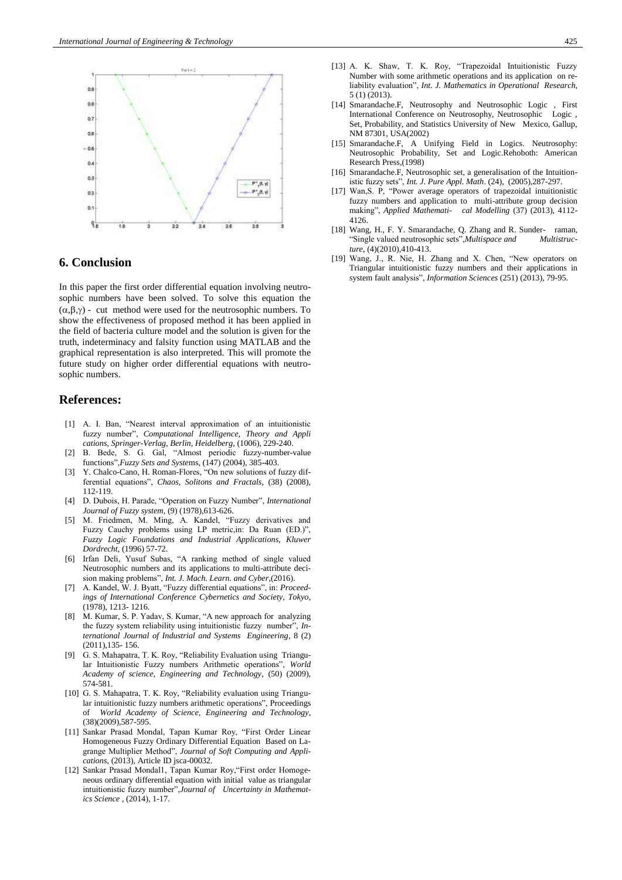Fig t=2

1
0.9
0.8
0.7
0.6
0.5
0.4
0.3
0.2
0.1
0

1.6 1.8 2 2.2 2.4 2.6 2.8 3

$P^{*}_{1}(t,\gamma)$
$P^{*}_{2}(t,\gamma)$

## 6. Conclusion

In this paper the first order differential equation involving neutrosophic numbers have been solved. To solve this equation the $(\alpha,\beta,\gamma)$ - cut method were used for the neutrosophic numbers. To show the effectiveness of proposed method it has been applied in the field of bacteria culture model and the solution is given for the truth, indeterminacy and falsity function using MATLAB and the graphical representation is also interpreted. This will promote the future study on higher order differential equations with neutrosophic numbers.

## References:

[1] A. I. Ban, "Nearest interval approximation of an intuitionistic fuzzy number", *Computational Intelligence, Theory and Appli cations, Springer-Verlag, Berlin, Heidelberg*, (1006), 229-240.

[2] B. Bede, S. G. Gal, "Almost periodic fuzzy-number-value functions",*Fuzzy Sets and Systems*, (147) (2004), 385-403.

[3] Y. Chalco-Cano, H. Roman-Flores, "On new solutions of fuzzy differential equations", *Chaos, Solitons and Fractals*, (38) (2008), 112-119.

[4] D. Dubois, H. Parade, "Operation on Fuzzy Number", *International Journal of Fuzzy system*, (9) (1978),613-626.

[5] M. Friedmen, M. Ming, A. Kandel, "Fuzzy derivatives and Fuzzy Cauchy problems using LP metric,in: Da Ruan (ED.)", *Fuzzy Logic Foundations and Industrial Applications, Kluwer Dordrecht*, (1996) 57-72.

[6] Irfan Deli, Yusuf Subas, "A ranking method of single valued Neutrosophic numbers and its applications to multi-attribute decision making problems", *Int. J. Mach. Learn. and Cyber*,(2016).

[7] A. Kandel, W. J. Byatt, "Fuzzy differential equations", in: *Proceedings of International Conference Cybernetics and Society, Tokyo*, (1978), 1213- 1216.

[8] M. Kumar, S. P. Yadav, S. Kumar, "A new approach for analyzing the fuzzy system reliability using intuitionistic fuzzy number", *International Journal of Industrial and Systems Engineering*, 8 (2) (2011),135- 156.

[9] G. S. Mahapatra, T. K. Roy, "Reliability Evaluation using Triangular Intuitionistic Fuzzy numbers Arithmetic operations", *World Academy of science, Engineering and Technology*, (50) (2009), 574-581.

[10] G. S. Mahapatra, T. K. Roy, "Reliability evaluation using Triangular intuitionistic fuzzy numbers arithmetic operations", Proceedings of *World Academy of Science, Engineering and Technology*, (38)(2009),587-595.

[11] Sankar Prasad Mondal, Tapan Kumar Roy, "First Order Linear Homogeneous Fuzzy Ordinary Differential Equation Based on Lagrange Multiplier Method", *Journal of Soft Computing and Applications*, (2013), Article ID jsca-00032.

[12] Sankar Prasad Mondal1, Tapan Kumar Roy,"First order Homogeneous ordinary differential equation with initial value as triangular intuitionistic fuzzy number",*Journal of Uncertainty in Mathematics Science* , (2014), 1-17.

[13] A. K. Shaw, T. K. Roy, "Trapezoidal Intuitionistic Fuzzy Number with some arithmetic operations and its application on reliability evaluation", *Int. J. Mathematics in Operational Research*, 5 (1) (2013).

[14] Smarandache.F, Neutrosophy and Neutrosophic Logic , First International Conference on Neutrosophy, Neutrosophic Logic , Set, Probability, and Statistics University of New Mexico, Gallup, NM 87301, USA(2002)

[15] Smarandache.F, A Unifying Field in Logics. Neutrosophy: Neutrosophic Probability, Set and Logic.Rehoboth: American Research Press,(1998)

[16] Smarandache.F, Neutrosophic set, a generalisation of the Intuitionistic fuzzy sets", *Int. J. Pure Appl. Math*. (24), (2005),287-297.

[17] Wan,S. P, "Power average operators of trapezoidal intuitionistic fuzzy numbers and application to multi-attribute group decision making", *Applied Mathematical Modelling* (37) (2013), 4112-4126.

[18] Wang, H., F. Y. Smarandache, Q. Zhang and R. Sunderraman, "Single valued neutrosophic sets",*Multispace and Multistructure*, (4)(2010),410-413.

[19] Wang, J., R. Nie, H. Zhang and X. Chen, "New operators on Triangular intuitionistic fuzzy numbers and their applications in system fault analysis", *Information Sciences* (251) (2013), 79-95.